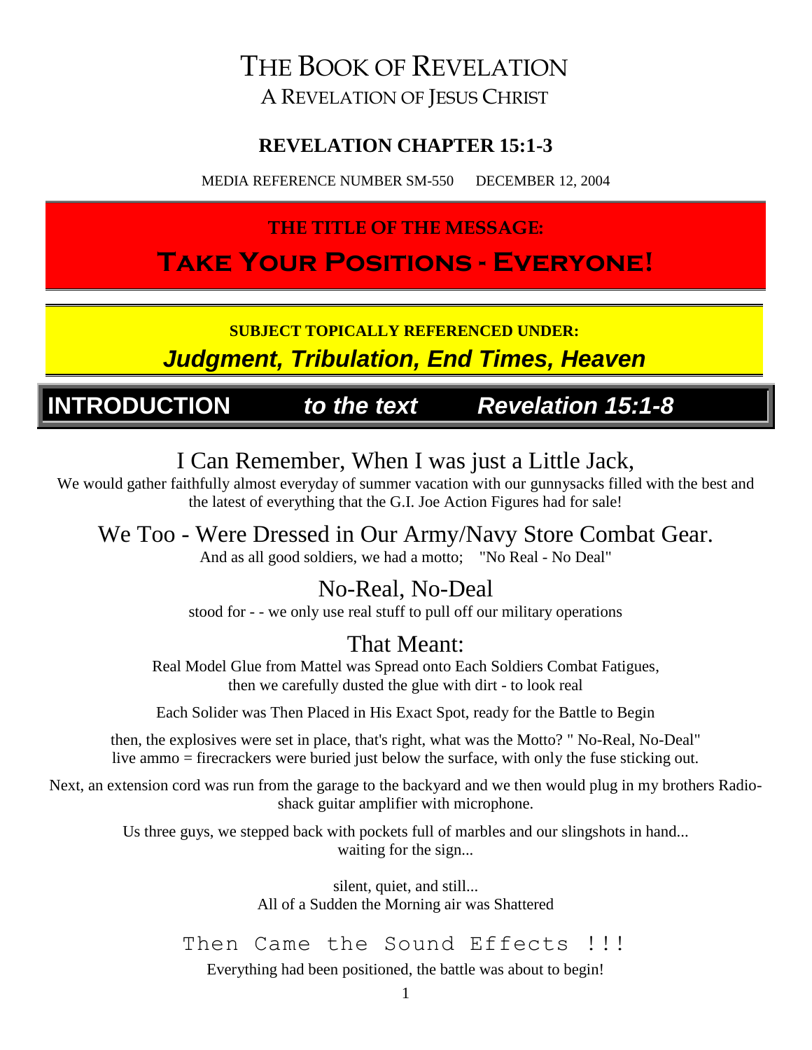# THE BOOK OF REVELATION

A REVELATION OF JESUS CHRIST

## REVELATION CHAPTER 15:1-3

MEDIA REFERENCE NUMBER SM-550 DECEMBER 12, 2004

**THE TITLE OF THE MESSAGE:**

# Take Your Positions - Everyone!

**SUBJECT TOPICALLY REFERENCED UNDER:**

***Judgment, Tribulation, End Times, Heaven***

## INTRODUCTION *to the text* *Revelation 15:1-8*

### I Can Remember, When I was just a Little Jack,

We would gather faithfully almost everyday of summer vacation with our gunnysacks filled with the best and the latest of everything that the G.I. Joe Action Figures had for sale!

### We Too - Were Dressed in Our Army/Navy Store Combat Gear.

And as all good soldiers, we had a motto; "No Real - No Deal"

### No-Real, No-Deal

stood for - - we only use real stuff to pull off our military operations

### That Meant:

Real Model Glue from Mattel was Spread onto Each Soldiers Combat Fatigues, then we carefully dusted the glue with dirt - to look real

Each Solider was Then Placed in His Exact Spot, ready for the Battle to Begin

then, the explosives were set in place, that's right, what was the Motto? " No-Real, No-Deal" live ammo = firecrackers were buried just below the surface, with only the fuse sticking out.

Next, an extension cord was run from the garage to the backyard and we then would plug in my brothers Radio-shack guitar amplifier with microphone.

Us three guys, we stepped back with pockets full of marbles and our slingshots in hand... waiting for the sign...

silent, quiet, and still...
All of a Sudden the Morning air was Shattered

### Then Came the Sound Effects !!!

Everything had been positioned, the battle was about to begin!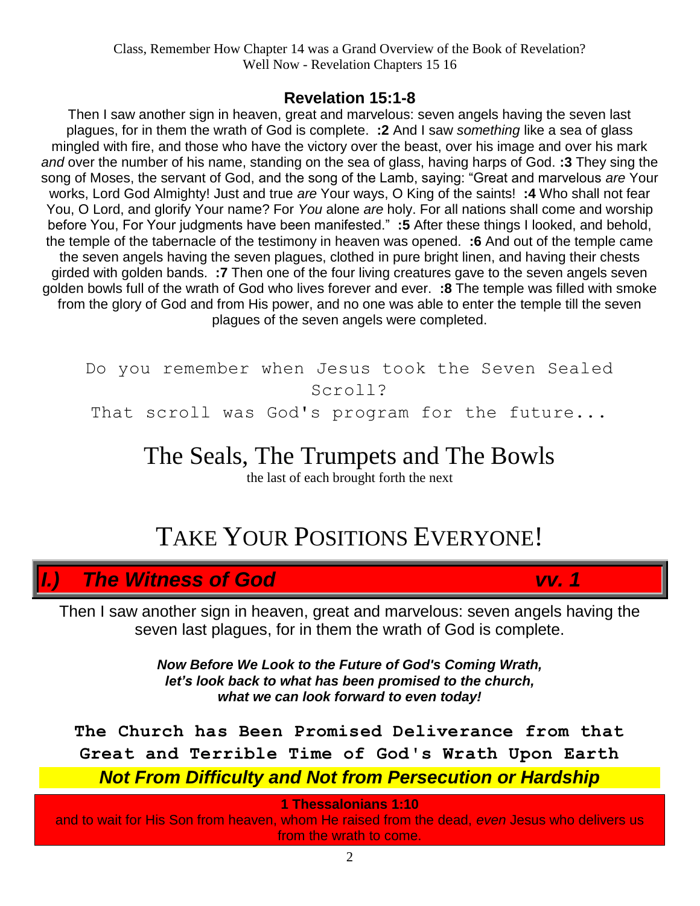Class, Remember How Chapter 14 was a Grand Overview of the Book of Revelation?
Well Now - Revelation Chapters 15 16

## Revelation 15:1-8

Then I saw another sign in heaven, great and marvelous: seven angels having the seven last plagues, for in them the wrath of God is complete. **:2** And I saw *something* like a sea of glass mingled with fire, and those who have the victory over the beast, over his image and over his mark *and* over the number of his name, standing on the sea of glass, having harps of God. **:3** They sing the song of Moses, the servant of God, and the song of the Lamb, saying: "Great and marvelous *are* Your works, Lord God Almighty! Just and true *are* Your ways, O King of the saints! **:4** Who shall not fear You, O Lord, and glorify Your name? For *You* alone *are* holy. For all nations shall come and worship before You, For Your judgments have been manifested." **:5** After these things I looked, and behold, the temple of the tabernacle of the testimony in heaven was opened. **:6** And out of the temple came the seven angels having the seven plagues, clothed in pure bright linen, and having their chests girded with golden bands. **:7** Then one of the four living creatures gave to the seven angels seven golden bowls full of the wrath of God who lives forever and ever. **:8** The temple was filled with smoke from the glory of God and from His power, and no one was able to enter the temple till the seven plagues of the seven angels were completed.

Do you remember when Jesus took the Seven Sealed Scroll?
That scroll was God's program for the future...

# The Seals, The Trumpets and The Bowls

the last of each brought forth the next

# TAKE YOUR POSITIONS EVERYONE!

## *I.) The Witness of God vv. 1*

Then I saw another sign in heaven, great and marvelous: seven angels having the seven last plagues, for in them the wrath of God is complete.

***Now Before We Look to the Future of God's Coming Wrath, let's look back to what has been promised to the church, what we can look forward to even today!***

**The Church has Been Promised Deliverance from that Great and Terrible Time of God's Wrath Upon Earth**

***Not From Difficulty and Not from Persecution or Hardship***

**1 Thessalonians 1:10**

and to wait for His Son from heaven, whom He raised from the dead, *even* Jesus who delivers us from the wrath to come.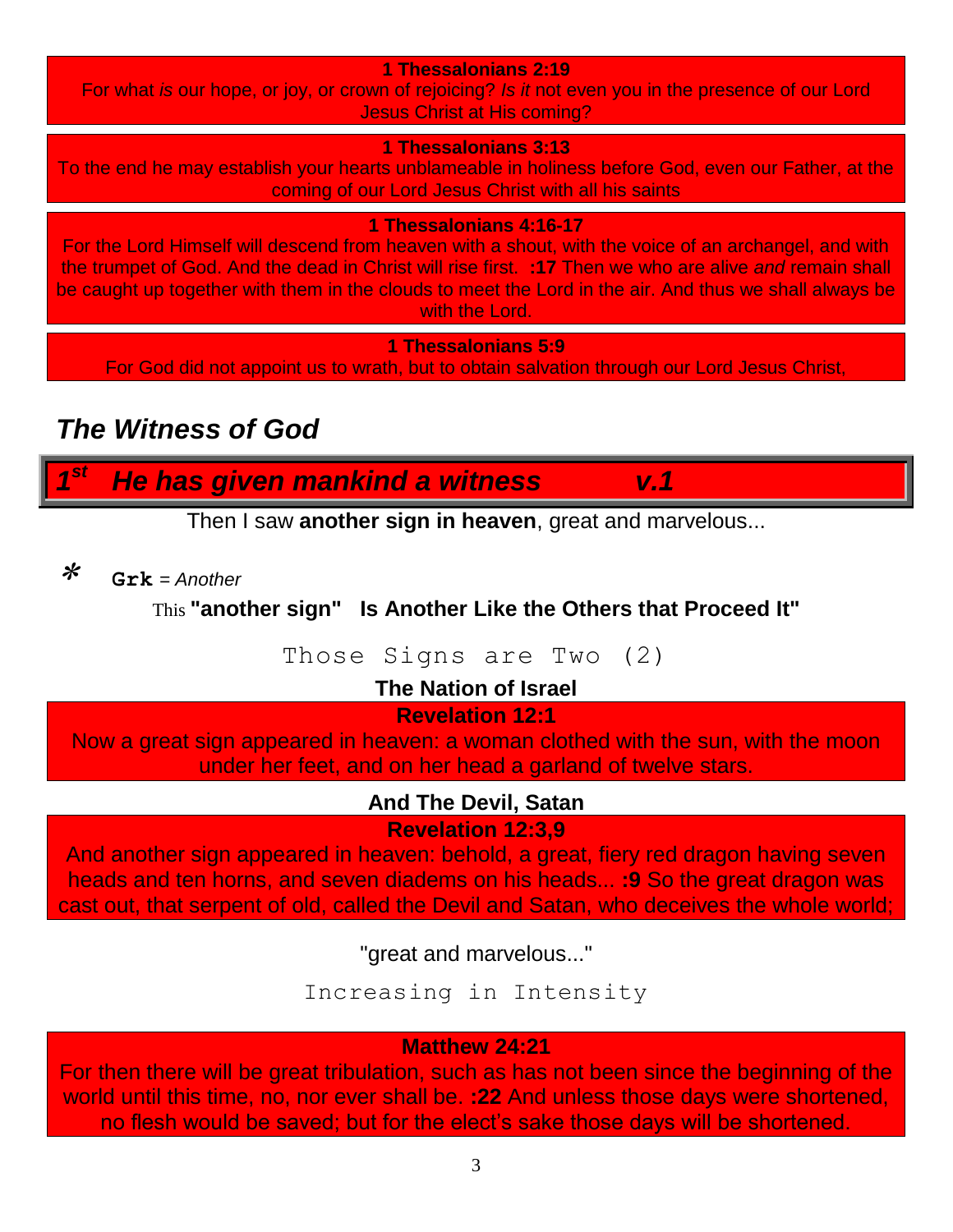**1 Thessalonians 2:19**
For what *is* our hope, or joy, or crown of rejoicing? *Is it* not even you in the presence of our Lord Jesus Christ at His coming?

**1 Thessalonians 3:13**
To the end he may establish your hearts unblameable in holiness before God, even our Father, at the coming of our Lord Jesus Christ with all his saints

**1 Thessalonians 4:16-17**
For the Lord Himself will descend from heaven with a shout, with the voice of an archangel, and with the trumpet of God. And the dead in Christ will rise first. **:17** Then we who are alive *and* remain shall be caught up together with them in the clouds to meet the Lord in the air. And thus we shall always be with the Lord.

**1 Thessalonians 5:9**
For God did not appoint us to wrath, but to obtain salvation through our Lord Jesus Christ,

## *The Witness of God*

### *1st He has given mankind a witness v.1*

Then I saw **another sign in heaven**, great and marvelous...

* **Grk** = *Another*

This **"another sign" Is Another Like the Others that Proceed It"**

Those Signs are Two (2)

**The Nation of Israel**

**Revelation 12:1**
Now a great sign appeared in heaven: a woman clothed with the sun, with the moon under her feet, and on her head a garland of twelve stars.

**And The Devil, Satan**

**Revelation 12:3,9**
And another sign appeared in heaven: behold, a great, fiery red dragon having seven heads and ten horns, and seven diadems on his heads... **:9** So the great dragon was cast out, that serpent of old, called the Devil and Satan, who deceives the whole world;

"great and marvelous..."

Increasing in Intensity

**Matthew 24:21**
For then there will be great tribulation, such as has not been since the beginning of the world until this time, no, nor ever shall be. **:22** And unless those days were shortened, no flesh would be saved; but for the elect's sake those days will be shortened.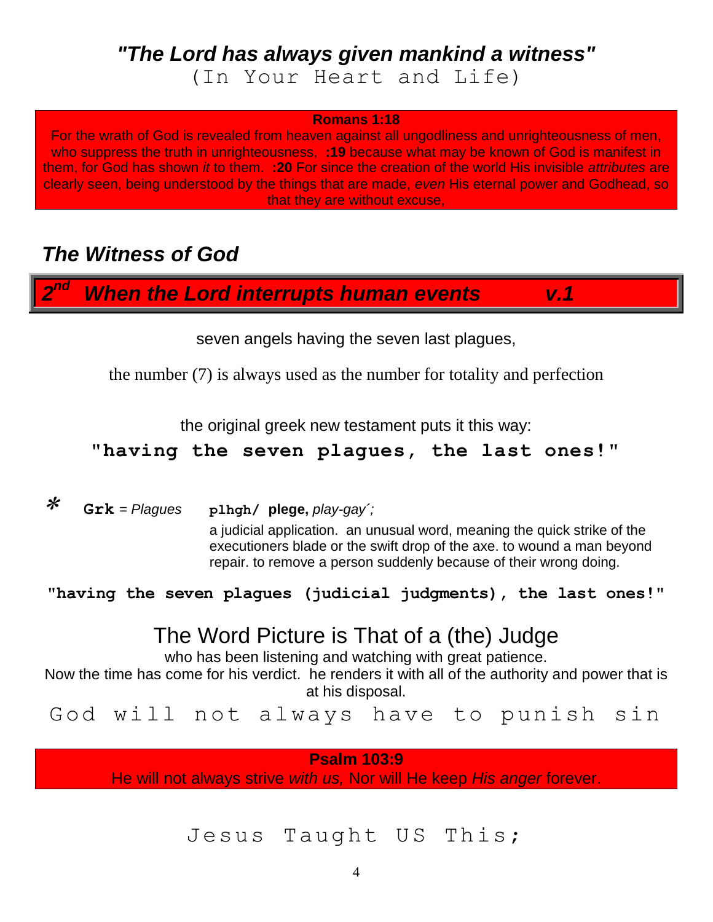## *"The Lord has always given mankind a witness"*

(In Your Heart and Life)

**Romans 1:18**

For the wrath of God is revealed from heaven against all ungodliness and unrighteousness of men, who suppress the truth in unrighteousness, **:19** because what may be known of God is manifest in them, for God has shown *it* to them. **:20** For since the creation of the world His invisible *attributes* are clearly seen, being understood by the things that are made, *even* His eternal power and Godhead, so that they are without excuse,

## *The Witness of God*

### *2nd When the Lord interrupts human events v.1*

seven angels having the seven last plagues,

the number (7) is always used as the number for totality and perfection

the original greek new testament puts it this way:

**"having the seven plagues, the last ones!"**

* **Grk** = *Plagues* **plhgh/ plege,** *play-gay´;*

a judicial application. an unusual word, meaning the quick strike of the executioners blade or the swift drop of the axe. to wound a man beyond repair. to remove a person suddenly because of their wrong doing.

**"having the seven plagues (judicial judgments), the last ones!"**

### The Word Picture is That of a (the) Judge

who has been listening and watching with great patience.

Now the time has come for his verdict. he renders it with all of the authority and power that is at his disposal.

God will not always have to punish sin

**Psalm 103:9**

He will not always strive *with us,* Nor will He keep *His anger* forever.

Jesus Taught US This;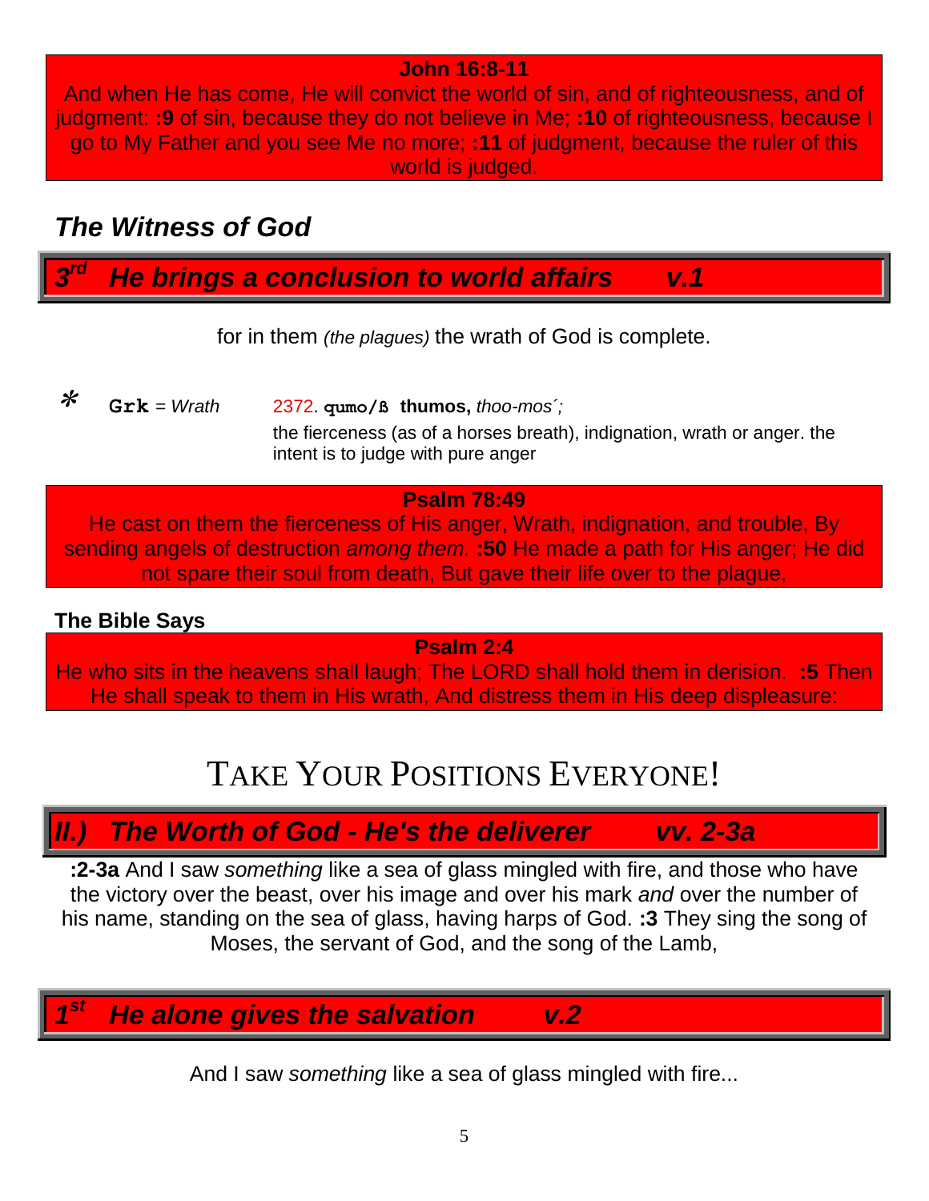**John 16:8-11**

And when He has come, He will convict the world of sin, and of righteousness, and of judgment: **:9** of sin, because they do not believe in Me; **:10** of righteousness, because I go to My Father and you see Me no more; **:11** of judgment, because the ruler of this world is judged.

## *The Witness of God*

### *3rd He brings a conclusion to world affairs v.1*

for in them *(the plagues)* the wrath of God is complete.

\* **Grk** = *Wrath* 2372. **qumo/ß thumos,** *thoo-mos´;*
the fierceness (as of a horses breath), indignation, wrath or anger. the intent is to judge with pure anger

**Psalm 78:49**

He cast on them the fierceness of His anger, Wrath, indignation, and trouble, By sending angels of destruction *among them.* **:50** He made a path for His anger; He did not spare their soul from death, But gave their life over to the plague,

**The Bible Says**

**Psalm 2:4**

He who sits in the heavens shall laugh; The LORD shall hold them in derision. **:5** Then He shall speak to them in His wrath, And distress them in His deep displeasure:

# TAKE YOUR POSITIONS EVERYONE!

## *II.) The Worth of God - He's the deliverer vv. 2-3a*

**:2-3a** And I saw *something* like a sea of glass mingled with fire, and those who have the victory over the beast, over his image and over his mark *and* over the number of his name, standing on the sea of glass, having harps of God. **:3** They sing the song of Moses, the servant of God, and the song of the Lamb,

### *1st He alone gives the salvation v.2*

And I saw *something* like a sea of glass mingled with fire...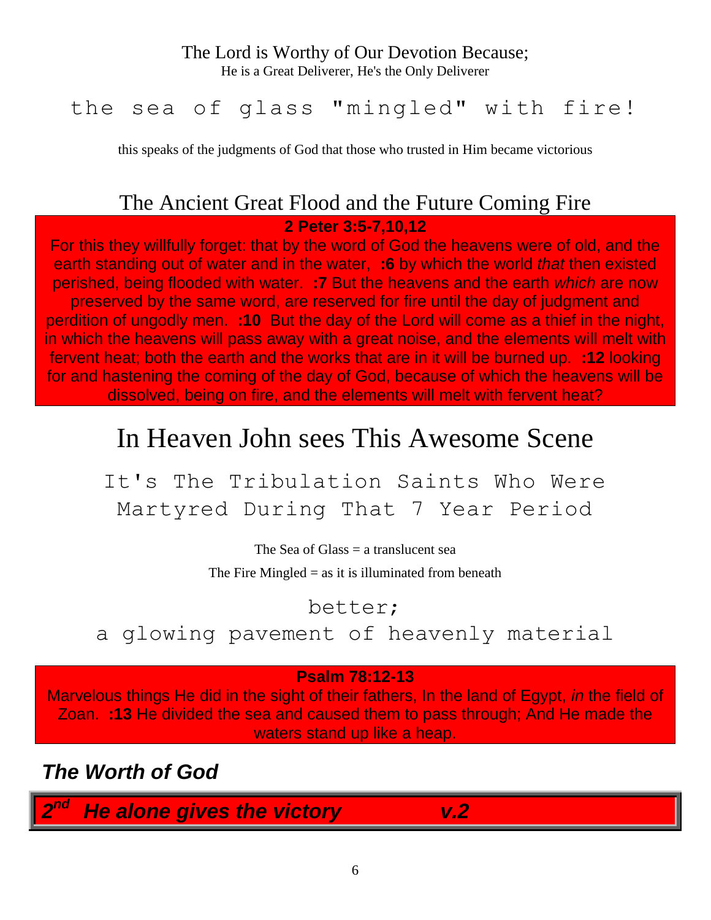The Lord is Worthy of Our Devotion Because;

He is a Great Deliverer, He's the Only Deliverer

## the sea of glass "mingled" with fire!

this speaks of the judgments of God that those who trusted in Him became victorious

## The Ancient Great Flood and the Future Coming Fire

**2 Peter 3:5-7,10,12**

For this they willfully forget: that by the word of God the heavens were of old, and the earth standing out of water and in the water, **:6** by which the world *that* then existed perished, being flooded with water. **:7** But the heavens and the earth *which* are now preserved by the same word, are reserved for fire until the day of judgment and perdition of ungodly men. **:10** But the day of the Lord will come as a thief in the night, in which the heavens will pass away with a great noise, and the elements will melt with fervent heat; both the earth and the works that are in it will be burned up. **:12** looking for and hastening the coming of the day of God, because of which the heavens will be dissolved, being on fire, and the elements will melt with fervent heat?

# In Heaven John sees This Awesome Scene

## It's The Tribulation Saints Who Were Martyred During That 7 Year Period

The Sea of Glass = a translucent sea

The Fire Mingled = as it is illuminated from beneath

better;

a glowing pavement of heavenly material

**Psalm 78:12-13**

Marvelous things He did in the sight of their fathers, In the land of Egypt, *in* the field of Zoan. **:13** He divided the sea and caused them to pass through; And He made the waters stand up like a heap.

### *The Worth of God*

***2nd He alone gives the victory v.2***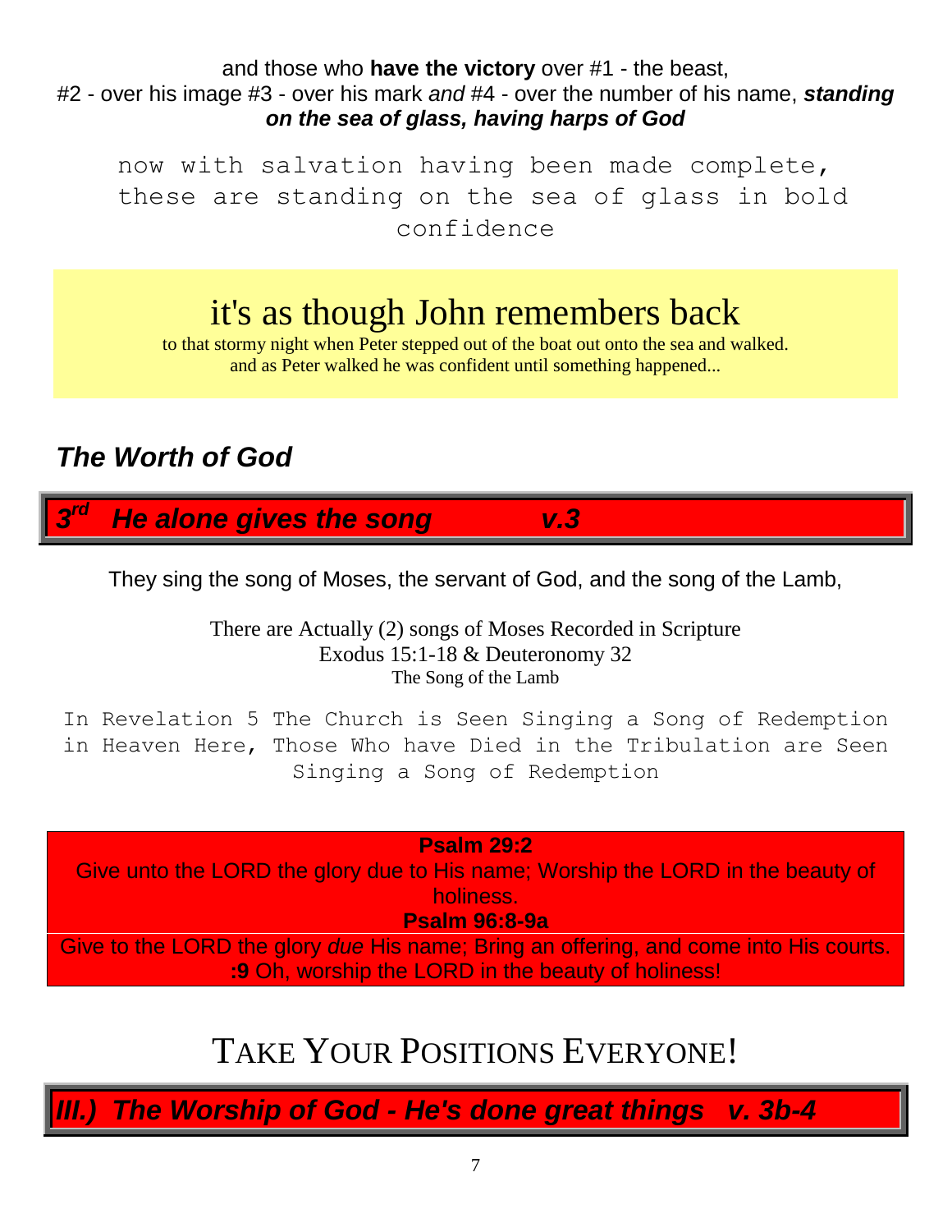and those who **have the victory** over #1 - the beast, #2 - over his image #3 - over his mark *and* #4 - over the number of his name, ***standing on the sea of glass, having harps of God***

now with salvation having been made complete, these are standing on the sea of glass in bold confidence

## it's as though John remembers back

to that stormy night when Peter stepped out of the boat out onto the sea and walked. and as Peter walked he was confident until something happened...

### *The Worth of God*

## *3rd He alone gives the song v.3*

They sing the song of Moses, the servant of God, and the song of the Lamb,

There are Actually (2) songs of Moses Recorded in Scripture
Exodus 15:1-18 & Deuteronomy 32
The Song of the Lamb

In Revelation 5 The Church is Seen Singing a Song of Redemption in Heaven Here, Those Who have Died in the Tribulation are Seen Singing a Song of Redemption

**Psalm 29:2**
Give unto the LORD the glory due to His name; Worship the LORD in the beauty of holiness.
**Psalm 96:8-9a**
Give to the LORD the glory *due* His name; Bring an offering, and come into His courts. **:9** Oh, worship the LORD in the beauty of holiness!

# TAKE YOUR POSITIONS EVERYONE!

## *III.) The Worship of God - He's done great things v. 3b-4*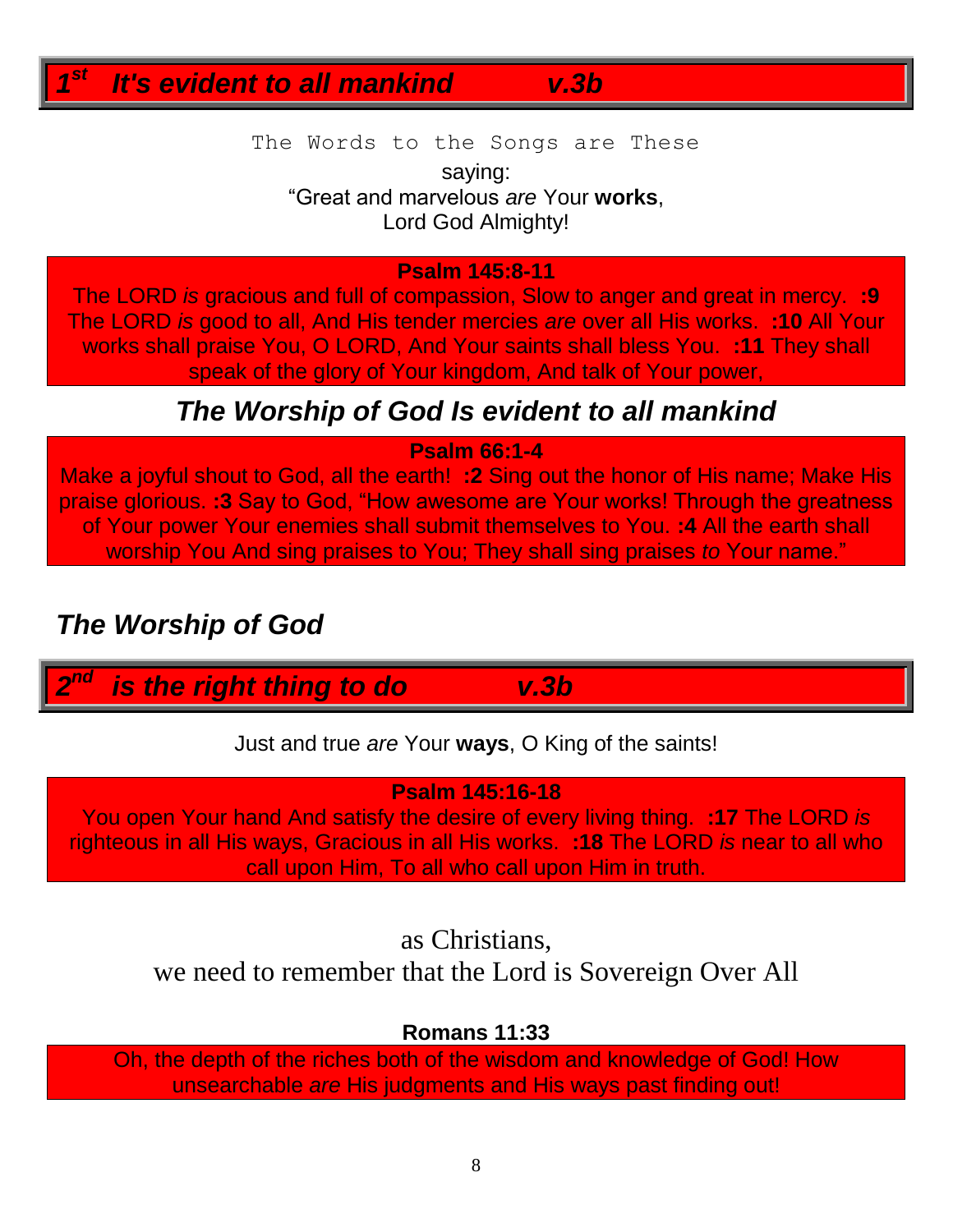## 1st It's evident to all mankind v.3b

The Words to the Songs are These

saying:
"Great and marvelous *are* Your **works**,
Lord God Almighty!

**Psalm 145:8-11**
The LORD *is* gracious and full of compassion, Slow to anger and great in mercy. **:9** The LORD *is* good to all, And His tender mercies *are* over all His works. **:10** All Your works shall praise You, O LORD, And Your saints shall bless You. **:11** They shall speak of the glory of Your kingdom, And talk of Your power,

### *The Worship of God Is evident to all mankind*

**Psalm 66:1-4**
Make a joyful shout to God, all the earth! **:2** Sing out the honor of His name; Make His praise glorious. **:3** Say to God, "How awesome are Your works! Through the greatness of Your power Your enemies shall submit themselves to You. **:4** All the earth shall worship You And sing praises to You; They shall sing praises *to* Your name."

### *The Worship of God*

## 2nd is the right thing to do v.3b

Just and true *are* Your **ways**, O King of the saints!

**Psalm 145:16-18**
You open Your hand And satisfy the desire of every living thing. **:17** The LORD *is* righteous in all His ways, Gracious in all His works. **:18** The LORD *is* near to all who call upon Him, To all who call upon Him in truth.

as Christians,
we need to remember that the Lord is Sovereign Over All

**Romans 11:33**
Oh, the depth of the riches both of the wisdom and knowledge of God! How unsearchable *are* His judgments and His ways past finding out!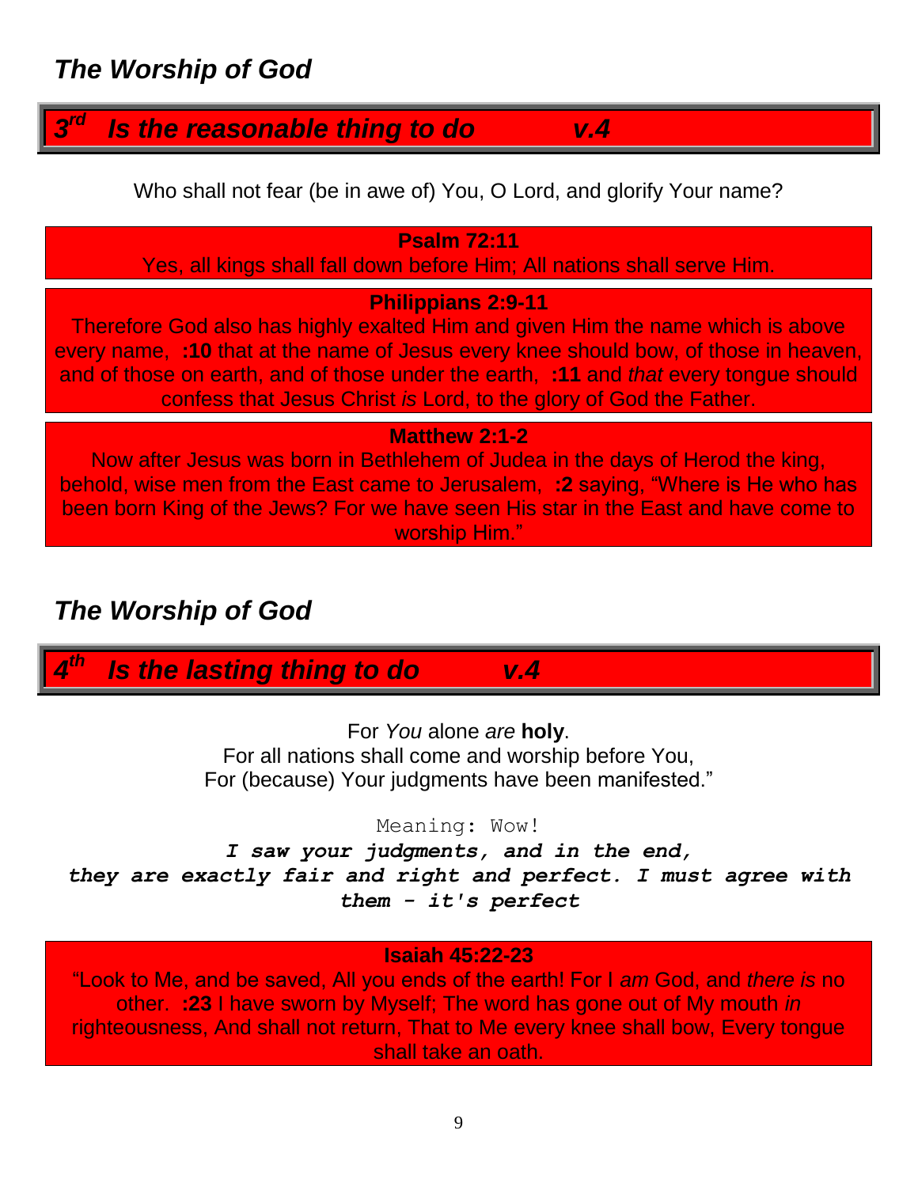## *The Worship of God*

### *3rd Is the reasonable thing to do v.4*

Who shall not fear (be in awe of) You, O Lord, and glorify Your name?

**Psalm 72:11**
Yes, all kings shall fall down before Him; All nations shall serve Him.

**Philippians 2:9-11**
Therefore God also has highly exalted Him and given Him the name which is above every name, **:10** that at the name of Jesus every knee should bow, of those in heaven, and of those on earth, and of those under the earth, **:11** and *that* every tongue should confess that Jesus Christ *is* Lord, to the glory of God the Father.

**Matthew 2:1-2**
Now after Jesus was born in Bethlehem of Judea in the days of Herod the king, behold, wise men from the East came to Jerusalem, **:2** saying, "Where is He who has been born King of the Jews? For we have seen His star in the East and have come to worship Him."

## *The Worship of God*

### *4th Is the lasting thing to do v.4*

For *You* alone *are* **holy**.
For all nations shall come and worship before You,
For (because) Your judgments have been manifested."

Meaning: Wow!

***I saw your judgments, and in the end, they are exactly fair and right and perfect. I must agree with them - it's perfect***

**Isaiah 45:22-23**
"Look to Me, and be saved, All you ends of the earth! For I *am* God, and *there is* no other. **:23** I have sworn by Myself; The word has gone out of My mouth *in* righteousness, And shall not return, That to Me every knee shall bow, Every tongue shall take an oath.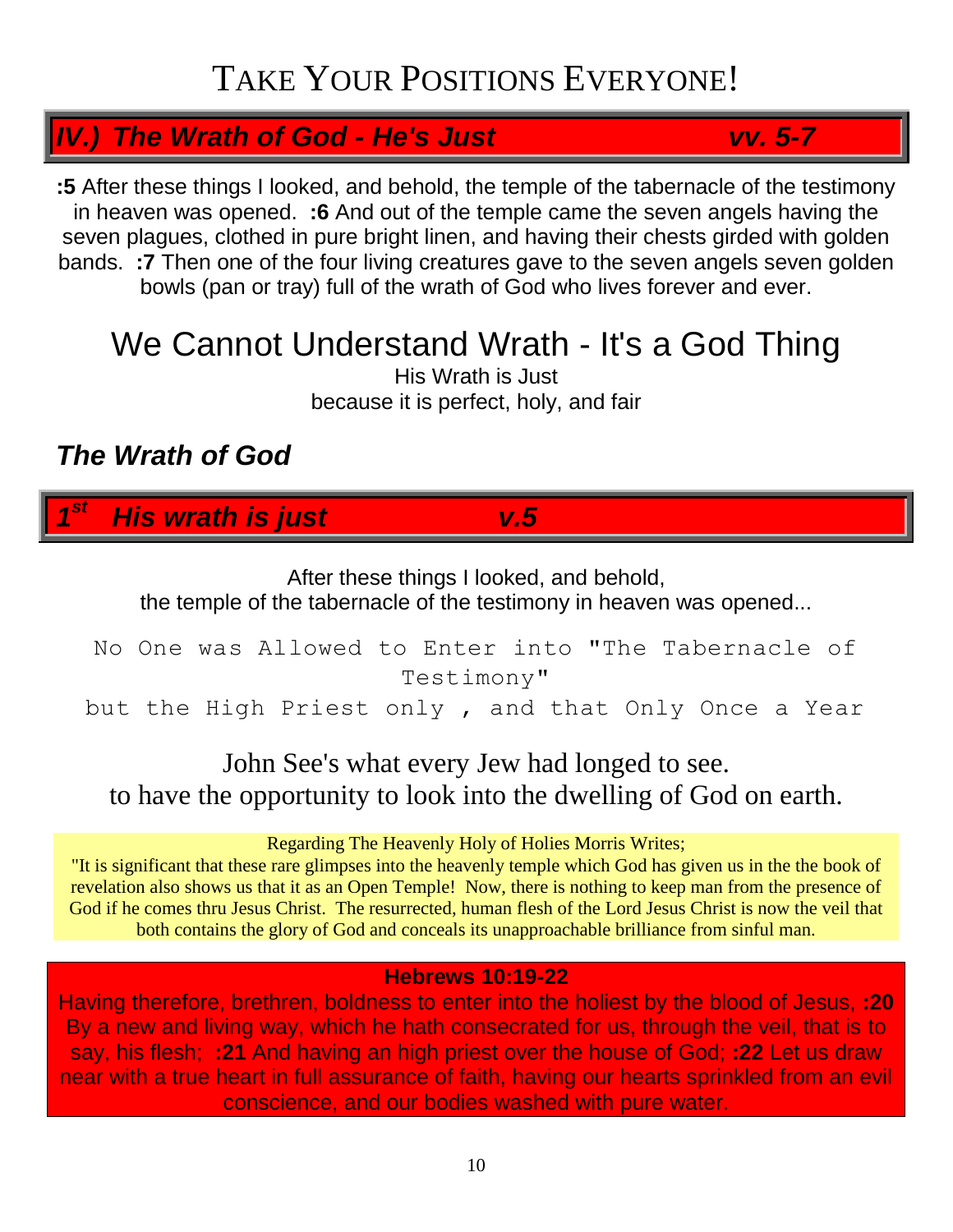# TAKE YOUR POSITIONS EVERYONE!

## *IV.) The Wrath of God - He's Just vv. 5-7*

**:5** After these things I looked, and behold, the temple of the tabernacle of the testimony in heaven was opened. **:6** And out of the temple came the seven angels having the seven plagues, clothed in pure bright linen, and having their chests girded with golden bands. **:7** Then one of the four living creatures gave to the seven angels seven golden bowls (pan or tray) full of the wrath of God who lives forever and ever.

## We Cannot Understand Wrath - It's a God Thing

His Wrath is Just
because it is perfect, holy, and fair

### *The Wrath of God*

## *1st His wrath is just v.5*

After these things I looked, and behold,
the temple of the tabernacle of the testimony in heaven was opened...

No One was Allowed to Enter into "The Tabernacle of Testimony"
but the High Priest only , and that Only Once a Year

John See's what every Jew had longed to see.
to have the opportunity to look into the dwelling of God on earth.

Regarding The Heavenly Holy of Holies Morris Writes;
"It is significant that these rare glimpses into the heavenly temple which God has given us in the the book of revelation also shows us that it as an Open Temple! Now, there is nothing to keep man from the presence of God if he comes thru Jesus Christ. The resurrected, human flesh of the Lord Jesus Christ is now the veil that both contains the glory of God and conceals its unapproachable brilliance from sinful man.

**Hebrews 10:19-22**
Having therefore, brethren, boldness to enter into the holiest by the blood of Jesus, **:20** By a new and living way, which he hath consecrated for us, through the veil, that is to say, his flesh; **:21** And having an high priest over the house of God; **:22** Let us draw near with a true heart in full assurance of faith, having our hearts sprinkled from an evil conscience, and our bodies washed with pure water.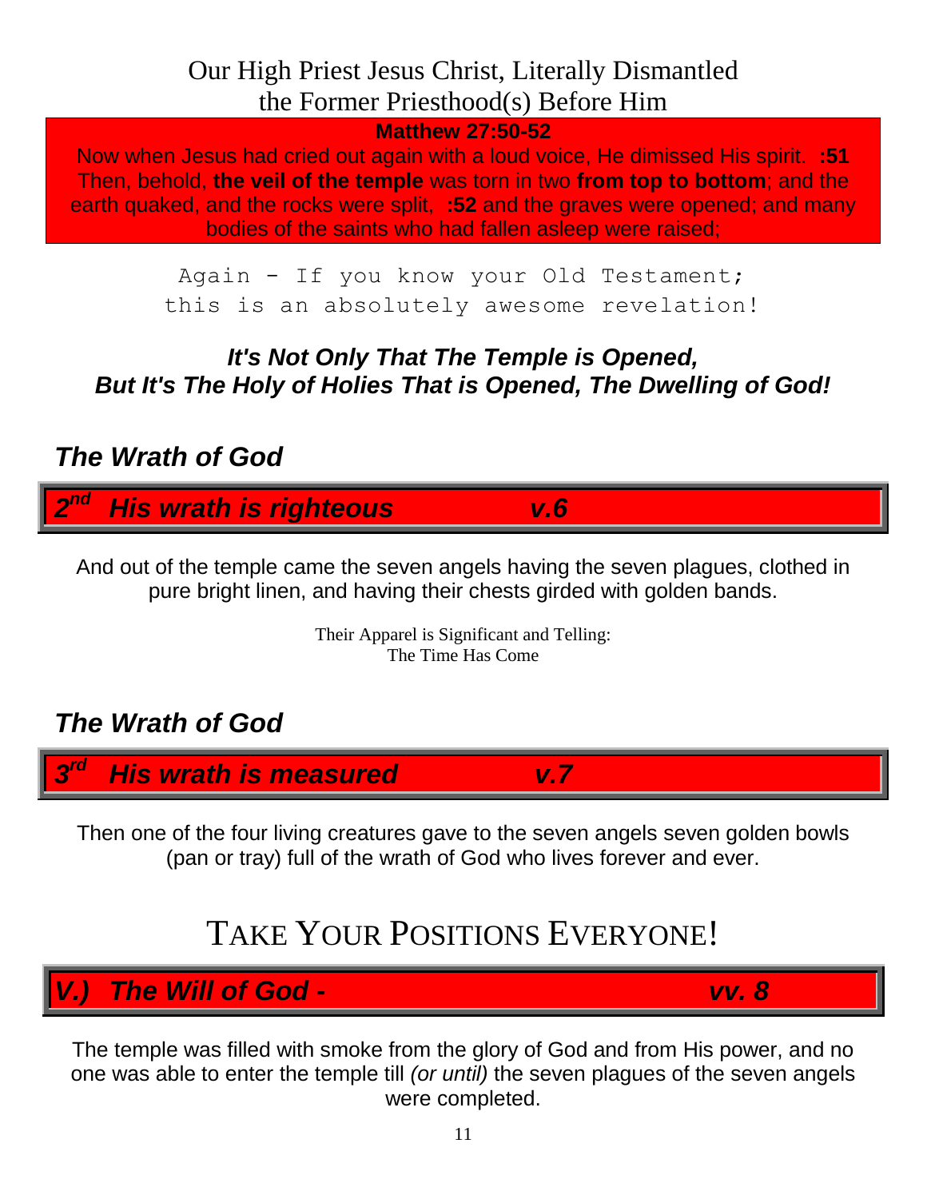## Our High Priest Jesus Christ, Literally Dismantled the Former Priesthood(s) Before Him

**Matthew 27:50-52**

Now when Jesus had cried out again with a loud voice, He dimissed His spirit. **:51** Then, behold, **the veil of the temple** was torn in two **from top to bottom**; and the earth quaked, and the rocks were split, **:52** and the graves were opened; and many bodies of the saints who had fallen asleep were raised;

Again - If you know your Old Testament;
this is an absolutely awesome revelation!

***It's Not Only That The Temple is Opened,***
***But It's The Holy of Holies That is Opened, The Dwelling of God!***

### *The Wrath of God*

### *2nd His wrath is righteous v.6*

And out of the temple came the seven angels having the seven plagues, clothed in pure bright linen, and having their chests girded with golden bands.

Their Apparel is Significant and Telling:
The Time Has Come

### *The Wrath of God*

### *3rd His wrath is measured v.7*

Then one of the four living creatures gave to the seven angels seven golden bowls (pan or tray) full of the wrath of God who lives forever and ever.

## TAKE YOUR POSITIONS EVERYONE!

### *V.) The Will of God - vv. 8*

The temple was filled with smoke from the glory of God and from His power, and no one was able to enter the temple till *(or until)* the seven plagues of the seven angels were completed.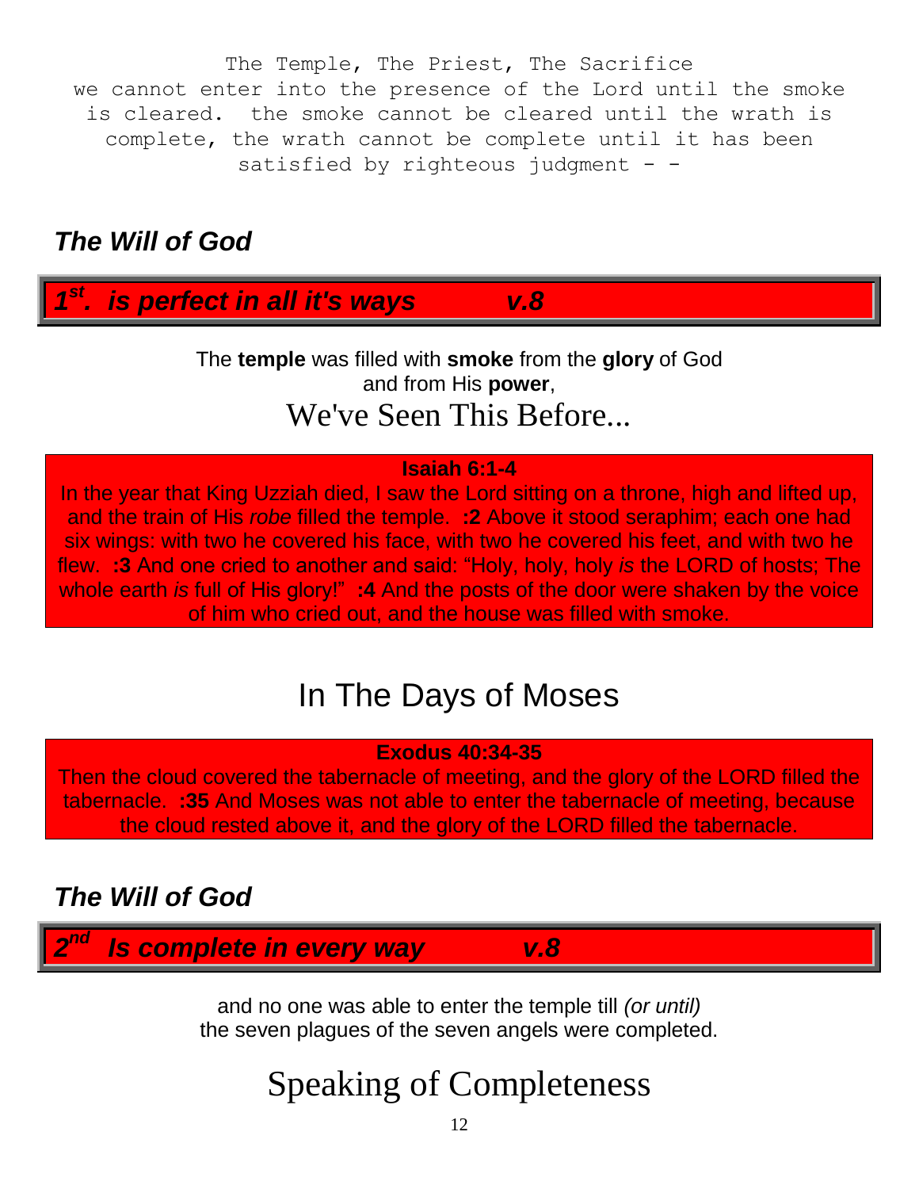The Temple, The Priest, The Sacrifice
we cannot enter into the presence of the Lord until the smoke is cleared. the smoke cannot be cleared until the wrath is complete, the wrath cannot be complete until it has been satisfied by righteous judgment - -

### *The Will of God*

## *1st. is perfect in all it's ways v.8*

The **temple** was filled with **smoke** from the **glory** of God and from His **power**,

## We've Seen This Before...

**Isaiah 6:1-4**
In the year that King Uzziah died, I saw the Lord sitting on a throne, high and lifted up, and the train of His *robe* filled the temple. **:2** Above it stood seraphim; each one had six wings: with two he covered his face, with two he covered his feet, and with two he flew. **:3** And one cried to another and said: "Holy, holy, holy *is* the LORD of hosts; The whole earth *is* full of His glory!" **:4** And the posts of the door were shaken by the voice of him who cried out, and the house was filled with smoke.

## In The Days of Moses

**Exodus 40:34-35**
Then the cloud covered the tabernacle of meeting, and the glory of the LORD filled the tabernacle. **:35** And Moses was not able to enter the tabernacle of meeting, because the cloud rested above it, and the glory of the LORD filled the tabernacle.

### *The Will of God*

## *2nd Is complete in every way v.8*

and no one was able to enter the temple till *(or until)* the seven plagues of the seven angels were completed.

## Speaking of Completeness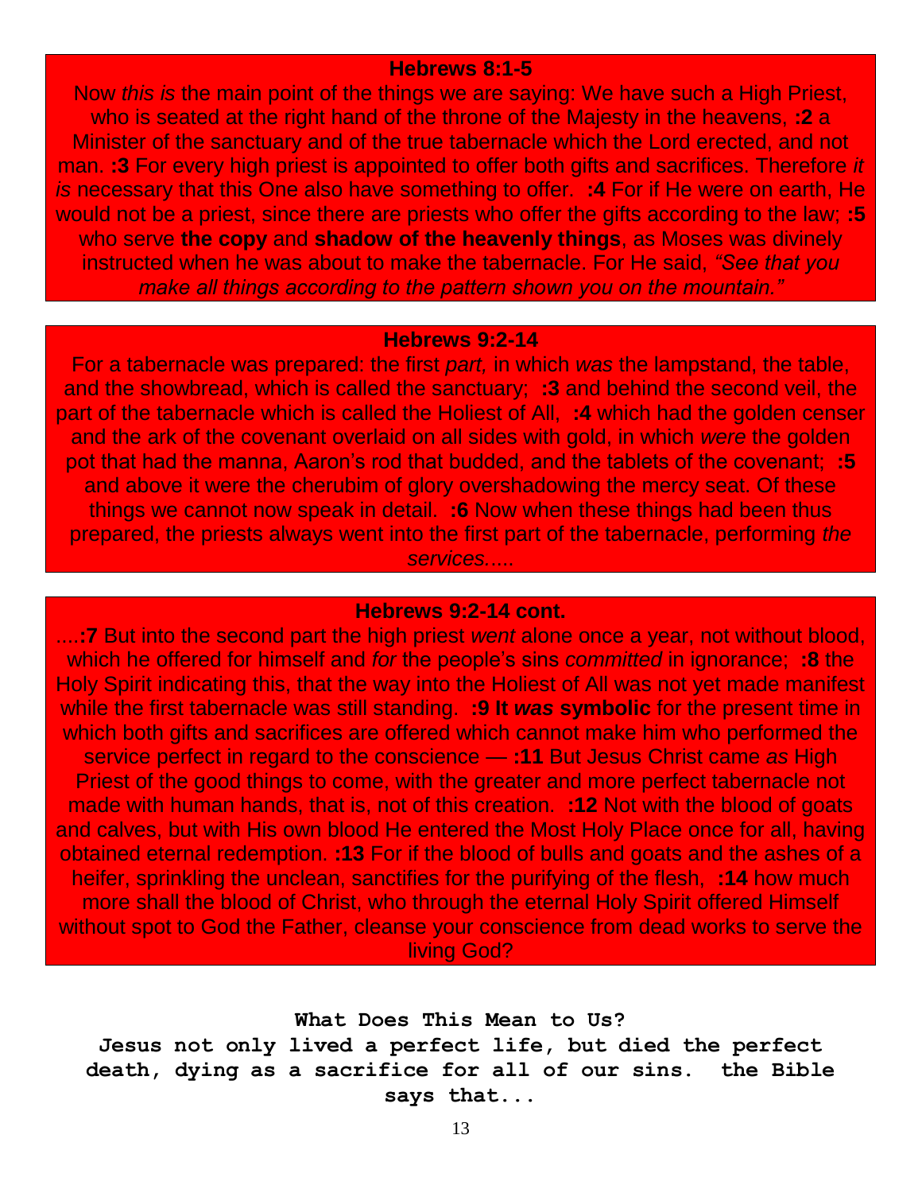### Hebrews 8:1-5

Now *this is* the main point of the things we are saying: We have such a High Priest, who is seated at the right hand of the throne of the Majesty in the heavens, **:2** a Minister of the sanctuary and of the true tabernacle which the Lord erected, and not man. **:3** For every high priest is appointed to offer both gifts and sacrifices. Therefore *it is* necessary that this One also have something to offer. **:4** For if He were on earth, He would not be a priest, since there are priests who offer the gifts according to the law; **:5** who serve **the copy** and **shadow of the heavenly things**, as Moses was divinely instructed when he was about to make the tabernacle. For He said, *"See that you make all things according to the pattern shown you on the mountain."*

### Hebrews 9:2-14

For a tabernacle was prepared: the first *part,* in which *was* the lampstand, the table, and the showbread, which is called the sanctuary; **:3** and behind the second veil, the part of the tabernacle which is called the Holiest of All, **:4** which had the golden censer and the ark of the covenant overlaid on all sides with gold, in which *were* the golden pot that had the manna, Aaron's rod that budded, and the tablets of the covenant; **:5** and above it were the cherubim of glory overshadowing the mercy seat. Of these things we cannot now speak in detail. **:6** Now when these things had been thus prepared, the priests always went into the first part of the tabernacle, performing *the services*.....

### Hebrews 9:2-14 cont.

....**:7** But into the second part the high priest *went* alone once a year, not without blood, which he offered for himself and *for* the people's sins *committed* in ignorance; **:8** the Holy Spirit indicating this, that the way into the Holiest of All was not yet made manifest while the first tabernacle was still standing. **:9 It *was* symbolic** for the present time in which both gifts and sacrifices are offered which cannot make him who performed the service perfect in regard to the conscience — **:11** But Jesus Christ came *as* High Priest of the good things to come, with the greater and more perfect tabernacle not made with human hands, that is, not of this creation. **:12** Not with the blood of goats and calves, but with His own blood He entered the Most Holy Place once for all, having obtained eternal redemption. **:13** For if the blood of bulls and goats and the ashes of a heifer, sprinkling the unclean, sanctifies for the purifying of the flesh, **:14** how much more shall the blood of Christ, who through the eternal Holy Spirit offered Himself without spot to God the Father, cleanse your conscience from dead works to serve the living God?

**What Does This Mean to Us?**

**Jesus not only lived a perfect life, but died the perfect death, dying as a sacrifice for all of our sins. the Bible says that...**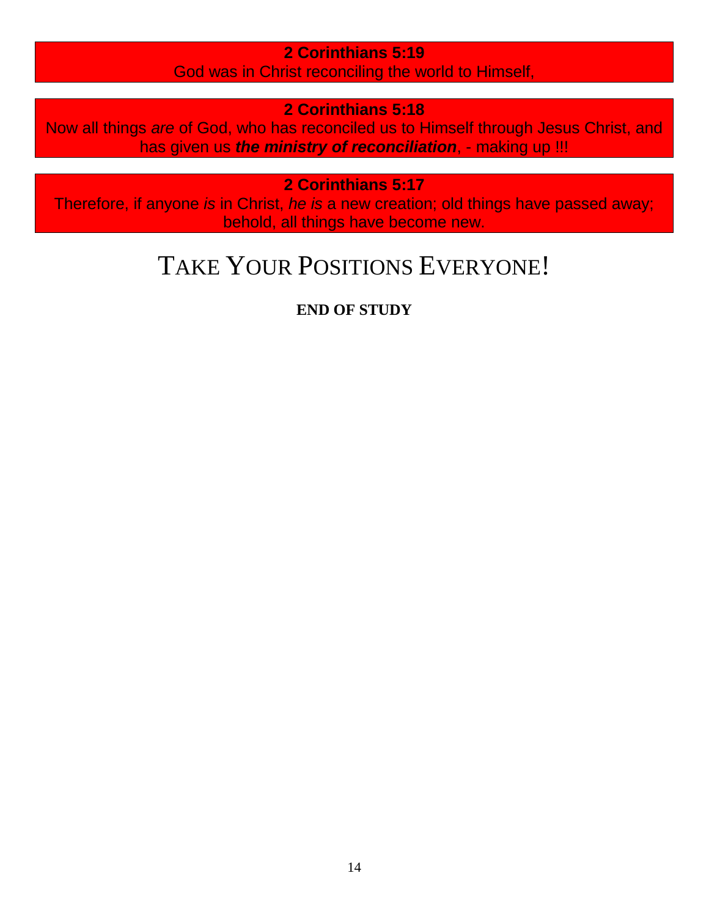**2 Corinthians 5:19**
God was in Christ reconciling the world to Himself,

**2 Corinthians 5:18**
Now all things *are* of God, who has reconciled us to Himself through Jesus Christ, and has given us ***the ministry of reconciliation***, - making up !!!

**2 Corinthians 5:17**
Therefore, if anyone *is* in Christ, *he is* a new creation; old things have passed away; behold, all things have become new.

# TAKE YOUR POSITIONS EVERYONE!

**END OF STUDY**